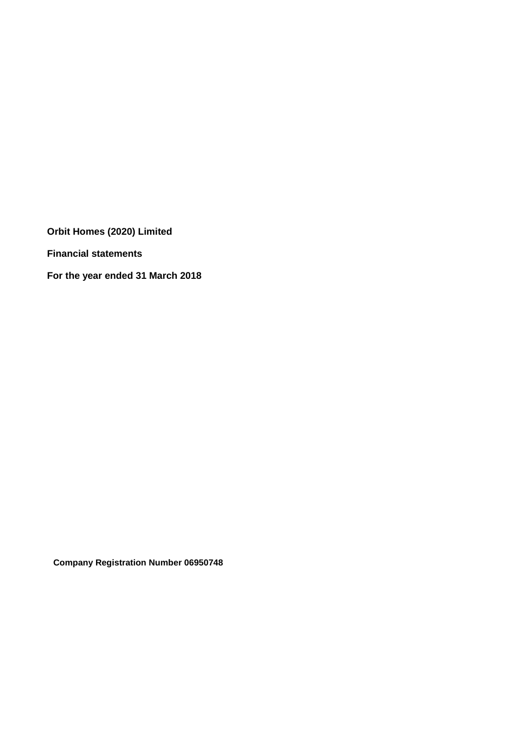**Orbit Homes (2020) Limited**

**Financial statements**

**For the year ended 31 March 2018**

**Company Registration Number 06950748**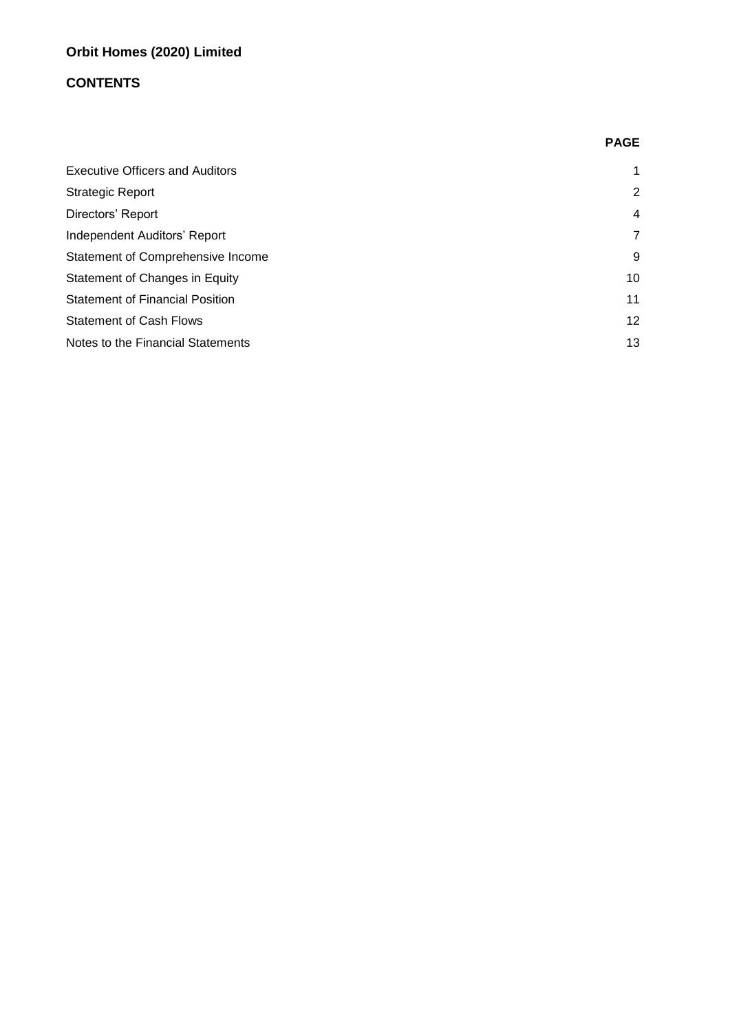**Orbit Homes (2020) Limited**

## CONTENTS

| | PAGE |
|---|---|
| Executive Officers and Auditors | 1 |
| Strategic Report | 2 |
| Directors' Report | 4 |
| Independent Auditors' Report | 7 |
| Statement of Comprehensive Income | 9 |
| Statement of Changes in Equity | 10 |
| Statement of Financial Position | 11 |
| Statement of Cash Flows | 12 |
| Notes to the Financial Statements | 13 |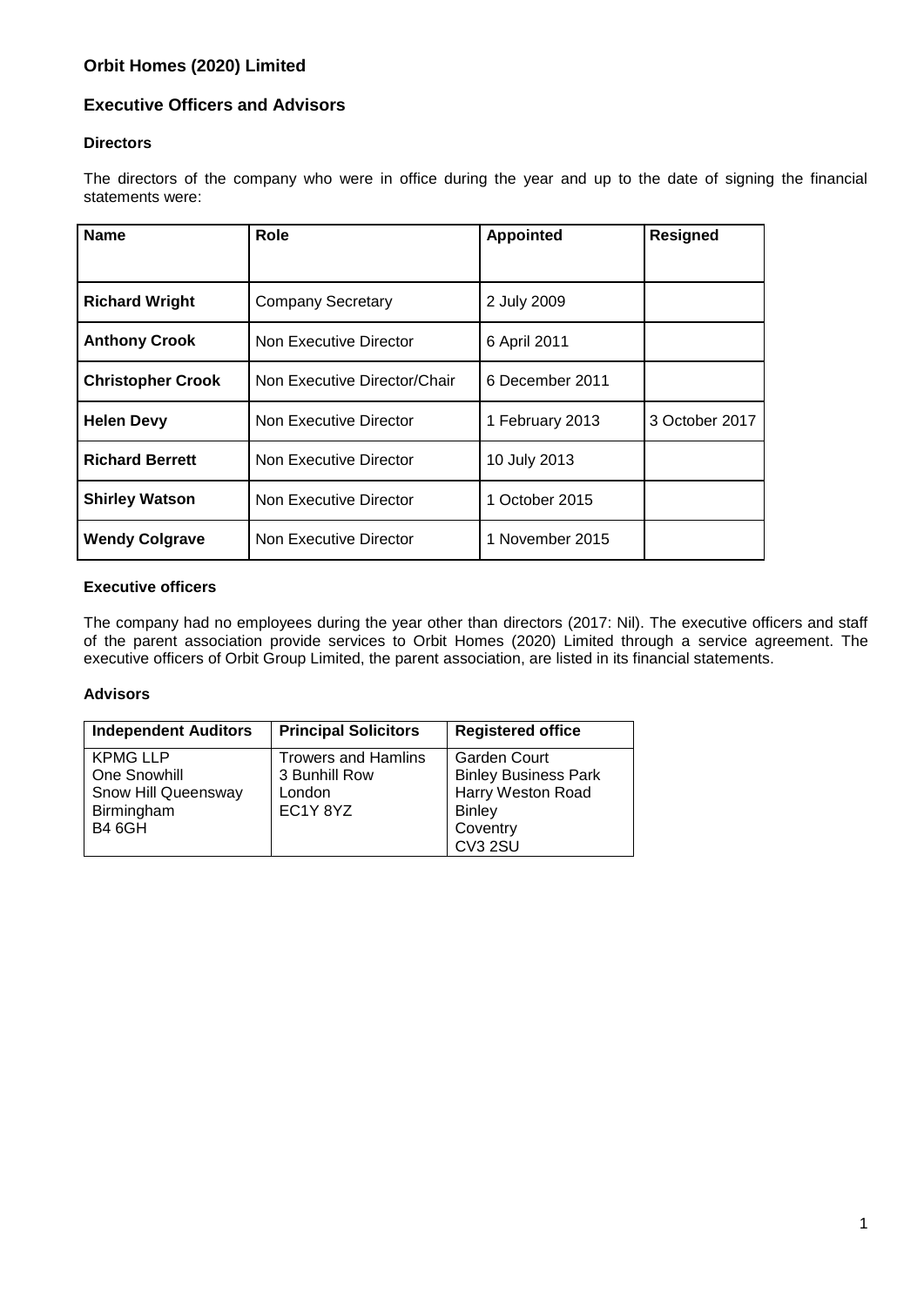# Orbit Homes (2020) Limited

## Executive Officers and Advisors

### Directors

The directors of the company who were in office during the year and up to the date of signing the financial statements were:

| Name | Role | Appointed | Resigned |
|---|---|---|---|
| **Richard Wright** | Company Secretary | 2 July 2009 | |
| **Anthony Crook** | Non Executive Director | 6 April 2011 | |
| **Christopher Crook** | Non Executive Director/Chair | 6 December 2011 | |
| **Helen Devy** | Non Executive Director | 1 February 2013 | 3 October 2017 |
| **Richard Berrett** | Non Executive Director | 10 July 2013 | |
| **Shirley Watson** | Non Executive Director | 1 October 2015 | |
| **Wendy Colgrave** | Non Executive Director | 1 November 2015 | |

### Executive officers

The company had no employees during the year other than directors (2017: Nil). The executive officers and staff of the parent association provide services to Orbit Homes (2020) Limited through a service agreement. The executive officers of Orbit Group Limited, the parent association, are listed in its financial statements.

### Advisors

| Independent Auditors | Principal Solicitors | Registered office |
|---|---|---|
| KPMG LLP<br>One Snowhill<br>Snow Hill Queensway<br>Birmingham<br>B4 6GH | Trowers and Hamlins<br>3 Bunhill Row<br>London<br>EC1Y 8YZ | Garden Court<br>Binley Business Park<br>Harry Weston Road<br>Binley<br>Coventry<br>CV3 2SU |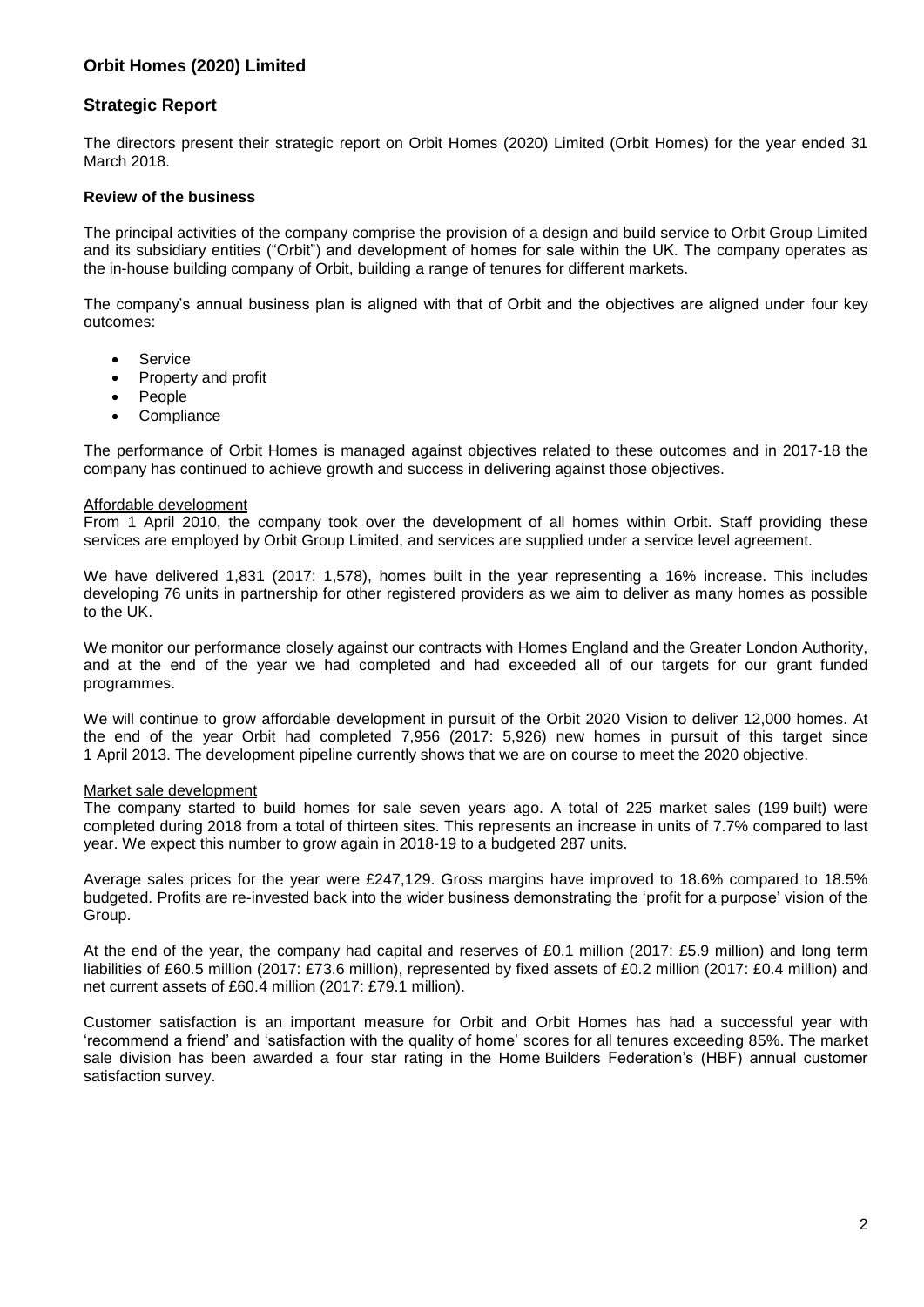# Orbit Homes (2020) Limited

## Strategic Report

The directors present their strategic report on Orbit Homes (2020) Limited (Orbit Homes) for the year ended 31 March 2018.

### Review of the business

The principal activities of the company comprise the provision of a design and build service to Orbit Group Limited and its subsidiary entities ("Orbit") and development of homes for sale within the UK. The company operates as the in-house building company of Orbit, building a range of tenures for different markets.

The company's annual business plan is aligned with that of Orbit and the objectives are aligned under four key outcomes:

- Service
- Property and profit
- People
- Compliance

The performance of Orbit Homes is managed against objectives related to these outcomes and in 2017-18 the company has continued to achieve growth and success in delivering against those objectives.

Affordable development

From 1 April 2010, the company took over the development of all homes within Orbit. Staff providing these services are employed by Orbit Group Limited, and services are supplied under a service level agreement.

We have delivered 1,831 (2017: 1,578), homes built in the year representing a 16% increase. This includes developing 76 units in partnership for other registered providers as we aim to deliver as many homes as possible to the UK.

We monitor our performance closely against our contracts with Homes England and the Greater London Authority, and at the end of the year we had completed and had exceeded all of our targets for our grant funded programmes.

We will continue to grow affordable development in pursuit of the Orbit 2020 Vision to deliver 12,000 homes. At the end of the year Orbit had completed 7,956 (2017: 5,926) new homes in pursuit of this target since 1 April 2013. The development pipeline currently shows that we are on course to meet the 2020 objective.

Market sale development

The company started to build homes for sale seven years ago. A total of 225 market sales (199 built) were completed during 2018 from a total of thirteen sites. This represents an increase in units of 7.7% compared to last year. We expect this number to grow again in 2018-19 to a budgeted 287 units.

Average sales prices for the year were £247,129. Gross margins have improved to 18.6% compared to 18.5% budgeted. Profits are re-invested back into the wider business demonstrating the 'profit for a purpose' vision of the Group.

At the end of the year, the company had capital and reserves of £0.1 million (2017: £5.9 million) and long term liabilities of £60.5 million (2017: £73.6 million), represented by fixed assets of £0.2 million (2017: £0.4 million) and net current assets of £60.4 million (2017: £79.1 million).

Customer satisfaction is an important measure for Orbit and Orbit Homes has had a successful year with 'recommend a friend' and 'satisfaction with the quality of home' scores for all tenures exceeding 85%. The market sale division has been awarded a four star rating in the Home Builders Federation's (HBF) annual customer satisfaction survey.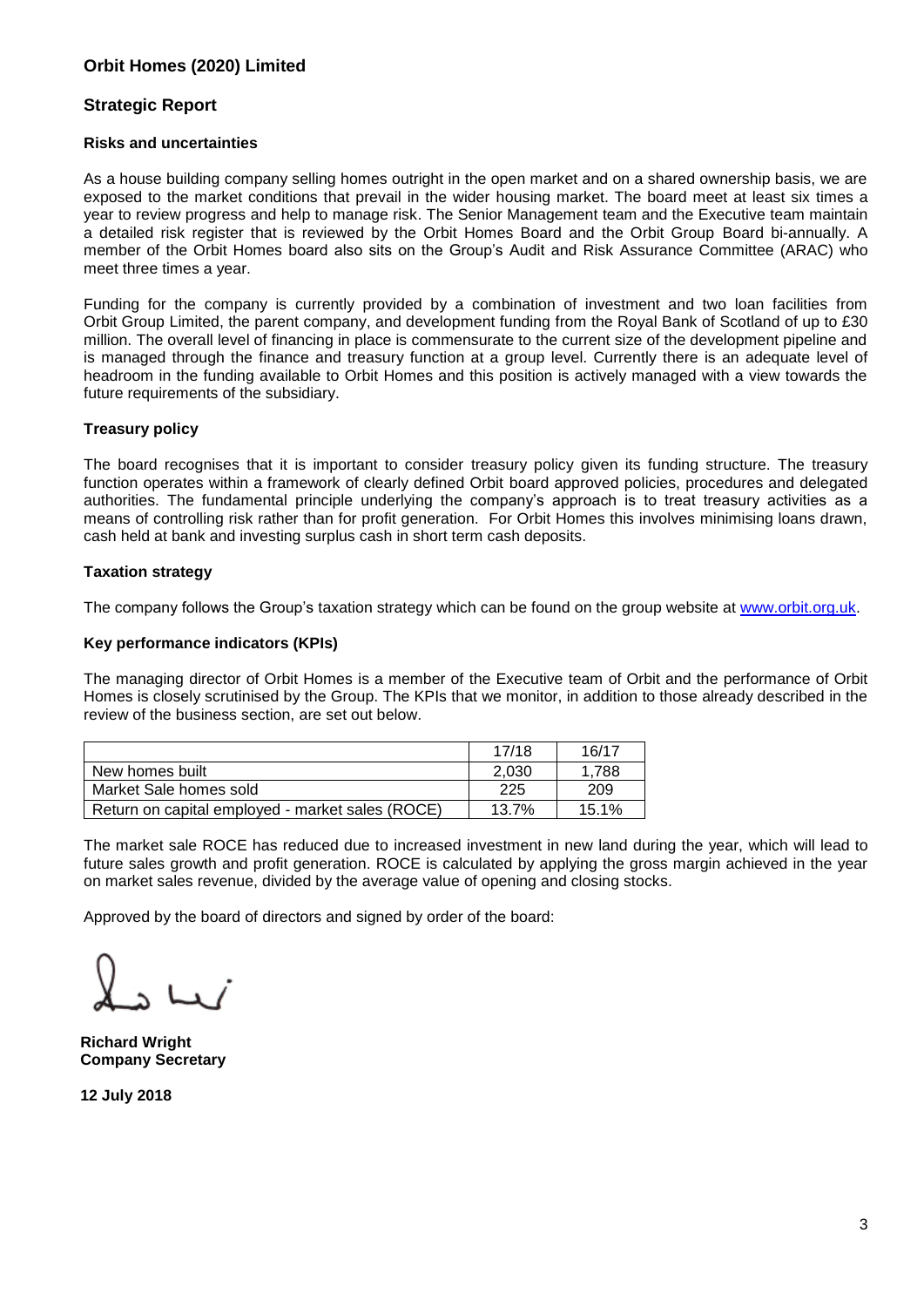**Orbit Homes (2020) Limited**

## Strategic Report

### Risks and uncertainties

As a house building company selling homes outright in the open market and on a shared ownership basis, we are exposed to the market conditions that prevail in the wider housing market. The board meet at least six times a year to review progress and help to manage risk. The Senior Management team and the Executive team maintain a detailed risk register that is reviewed by the Orbit Homes Board and the Orbit Group Board bi-annually. A member of the Orbit Homes board also sits on the Group's Audit and Risk Assurance Committee (ARAC) who meet three times a year.

Funding for the company is currently provided by a combination of investment and two loan facilities from Orbit Group Limited, the parent company, and development funding from the Royal Bank of Scotland of up to £30 million. The overall level of financing in place is commensurate to the current size of the development pipeline and is managed through the finance and treasury function at a group level. Currently there is an adequate level of headroom in the funding available to Orbit Homes and this position is actively managed with a view towards the future requirements of the subsidiary.

### Treasury policy

The board recognises that it is important to consider treasury policy given its funding structure. The treasury function operates within a framework of clearly defined Orbit board approved policies, procedures and delegated authorities. The fundamental principle underlying the company's approach is to treat treasury activities as a means of controlling risk rather than for profit generation. For Orbit Homes this involves minimising loans drawn, cash held at bank and investing surplus cash in short term cash deposits.

### Taxation strategy

The company follows the Group's taxation strategy which can be found on the group website at www.orbit.org.uk.

### Key performance indicators (KPIs)

The managing director of Orbit Homes is a member of the Executive team of Orbit and the performance of Orbit Homes is closely scrutinised by the Group. The KPIs that we monitor, in addition to those already described in the review of the business section, are set out below.

| | 17/18 | 16/17 |
|---|---|---|
| New homes built | 2,030 | 1,788 |
| Market Sale homes sold | 225 | 209 |
| Return on capital employed - market sales (ROCE) | 13.7% | 15.1% |

The market sale ROCE has reduced due to increased investment in new land during the year, which will lead to future sales growth and profit generation. ROCE is calculated by applying the gross margin achieved in the year on market sales revenue, divided by the average value of opening and closing stocks.

Approved by the board of directors and signed by order of the board:

**Richard Wright**
**Company Secretary**

**12 July 2018**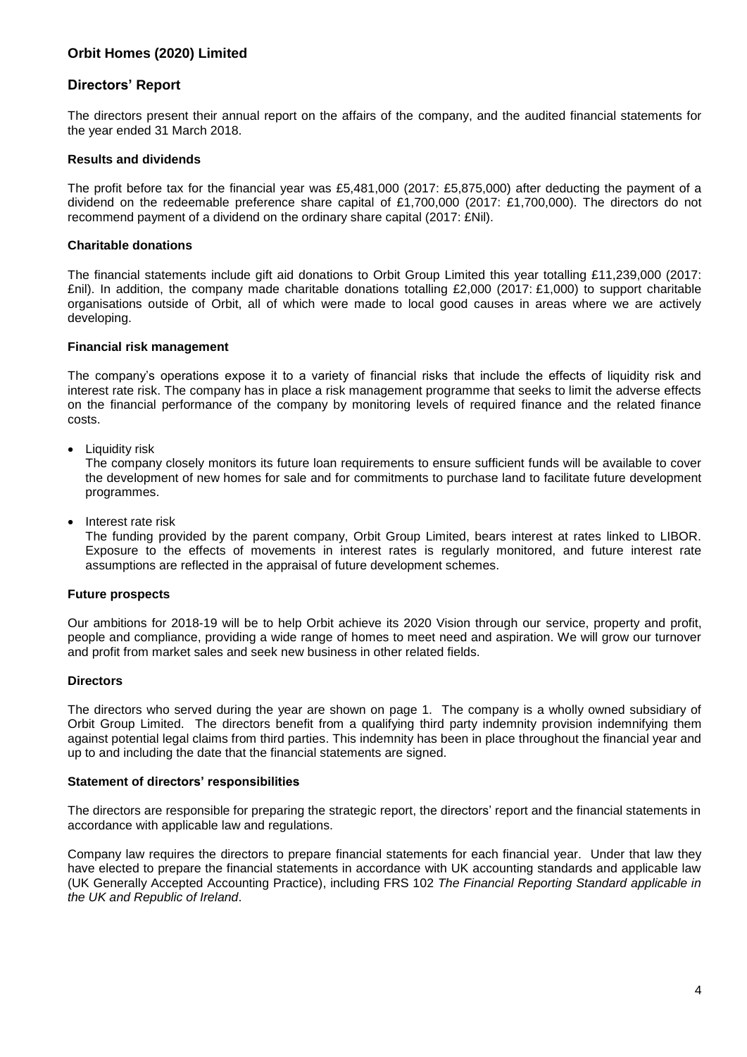# Orbit Homes (2020) Limited

## Directors' Report

The directors present their annual report on the affairs of the company, and the audited financial statements for the year ended 31 March 2018.

### Results and dividends

The profit before tax for the financial year was £5,481,000 (2017: £5,875,000) after deducting the payment of a dividend on the redeemable preference share capital of £1,700,000 (2017: £1,700,000). The directors do not recommend payment of a dividend on the ordinary share capital (2017: £Nil).

### Charitable donations

The financial statements include gift aid donations to Orbit Group Limited this year totalling £11,239,000 (2017: £nil). In addition, the company made charitable donations totalling £2,000 (2017: £1,000) to support charitable organisations outside of Orbit, all of which were made to local good causes in areas where we are actively developing.

### Financial risk management

The company's operations expose it to a variety of financial risks that include the effects of liquidity risk and interest rate risk. The company has in place a risk management programme that seeks to limit the adverse effects on the financial performance of the company by monitoring levels of required finance and the related finance costs.

- Liquidity risk
  The company closely monitors its future loan requirements to ensure sufficient funds will be available to cover the development of new homes for sale and for commitments to purchase land to facilitate future development programmes.

- Interest rate risk
  The funding provided by the parent company, Orbit Group Limited, bears interest at rates linked to LIBOR. Exposure to the effects of movements in interest rates is regularly monitored, and future interest rate assumptions are reflected in the appraisal of future development schemes.

### Future prospects

Our ambitions for 2018-19 will be to help Orbit achieve its 2020 Vision through our service, property and profit, people and compliance, providing a wide range of homes to meet need and aspiration. We will grow our turnover and profit from market sales and seek new business in other related fields.

### Directors

The directors who served during the year are shown on page 1. The company is a wholly owned subsidiary of Orbit Group Limited. The directors benefit from a qualifying third party indemnity provision indemnifying them against potential legal claims from third parties. This indemnity has been in place throughout the financial year and up to and including the date that the financial statements are signed.

### Statement of directors' responsibilities

The directors are responsible for preparing the strategic report, the directors' report and the financial statements in accordance with applicable law and regulations.

Company law requires the directors to prepare financial statements for each financial year. Under that law they have elected to prepare the financial statements in accordance with UK accounting standards and applicable law (UK Generally Accepted Accounting Practice), including FRS 102 *The Financial Reporting Standard applicable in the UK and Republic of Ireland*.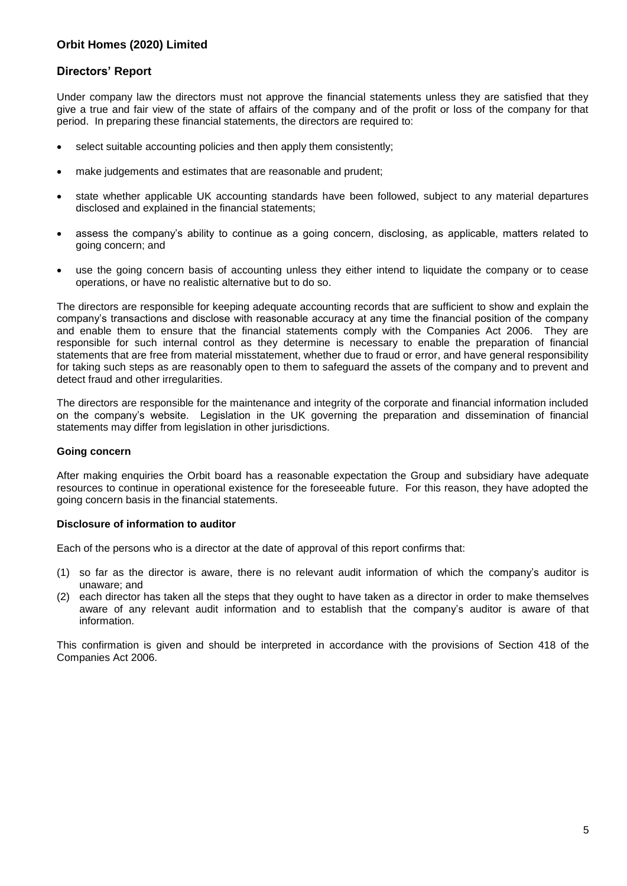# Orbit Homes (2020) Limited

## Directors' Report

Under company law the directors must not approve the financial statements unless they are satisfied that they give a true and fair view of the state of affairs of the company and of the profit or loss of the company for that period. In preparing these financial statements, the directors are required to:

- select suitable accounting policies and then apply them consistently;
- make judgements and estimates that are reasonable and prudent;
- state whether applicable UK accounting standards have been followed, subject to any material departures disclosed and explained in the financial statements;
- assess the company's ability to continue as a going concern, disclosing, as applicable, matters related to going concern; and
- use the going concern basis of accounting unless they either intend to liquidate the company or to cease operations, or have no realistic alternative but to do so.

The directors are responsible for keeping adequate accounting records that are sufficient to show and explain the company's transactions and disclose with reasonable accuracy at any time the financial position of the company and enable them to ensure that the financial statements comply with the Companies Act 2006. They are responsible for such internal control as they determine is necessary to enable the preparation of financial statements that are free from material misstatement, whether due to fraud or error, and have general responsibility for taking such steps as are reasonably open to them to safeguard the assets of the company and to prevent and detect fraud and other irregularities.

The directors are responsible for the maintenance and integrity of the corporate and financial information included on the company's website. Legislation in the UK governing the preparation and dissemination of financial statements may differ from legislation in other jurisdictions.

### Going concern

After making enquiries the Orbit board has a reasonable expectation the Group and subsidiary have adequate resources to continue in operational existence for the foreseeable future. For this reason, they have adopted the going concern basis in the financial statements.

### Disclosure of information to auditor

Each of the persons who is a director at the date of approval of this report confirms that:

(1) so far as the director is aware, there is no relevant audit information of which the company's auditor is unaware; and
(2) each director has taken all the steps that they ought to have taken as a director in order to make themselves aware of any relevant audit information and to establish that the company's auditor is aware of that information.

This confirmation is given and should be interpreted in accordance with the provisions of Section 418 of the Companies Act 2006.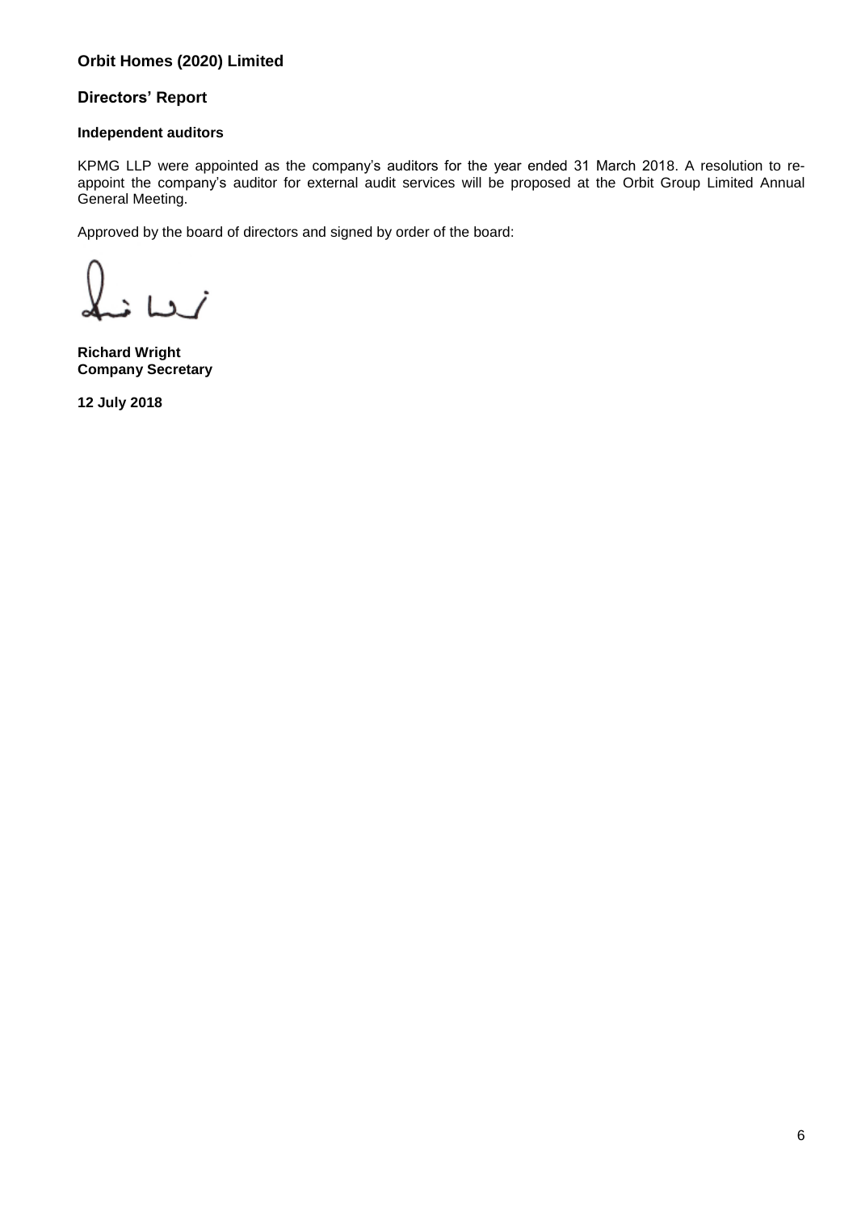**Orbit Homes (2020) Limited**

## Directors' Report

### Independent auditors

KPMG LLP were appointed as the company's auditors for the year ended 31 March 2018. A resolution to re-appoint the company's auditor for external audit services will be proposed at the Orbit Group Limited Annual General Meeting.

Approved by the board of directors and signed by order of the board:

**Richard Wright**
**Company Secretary**

**12 July 2018**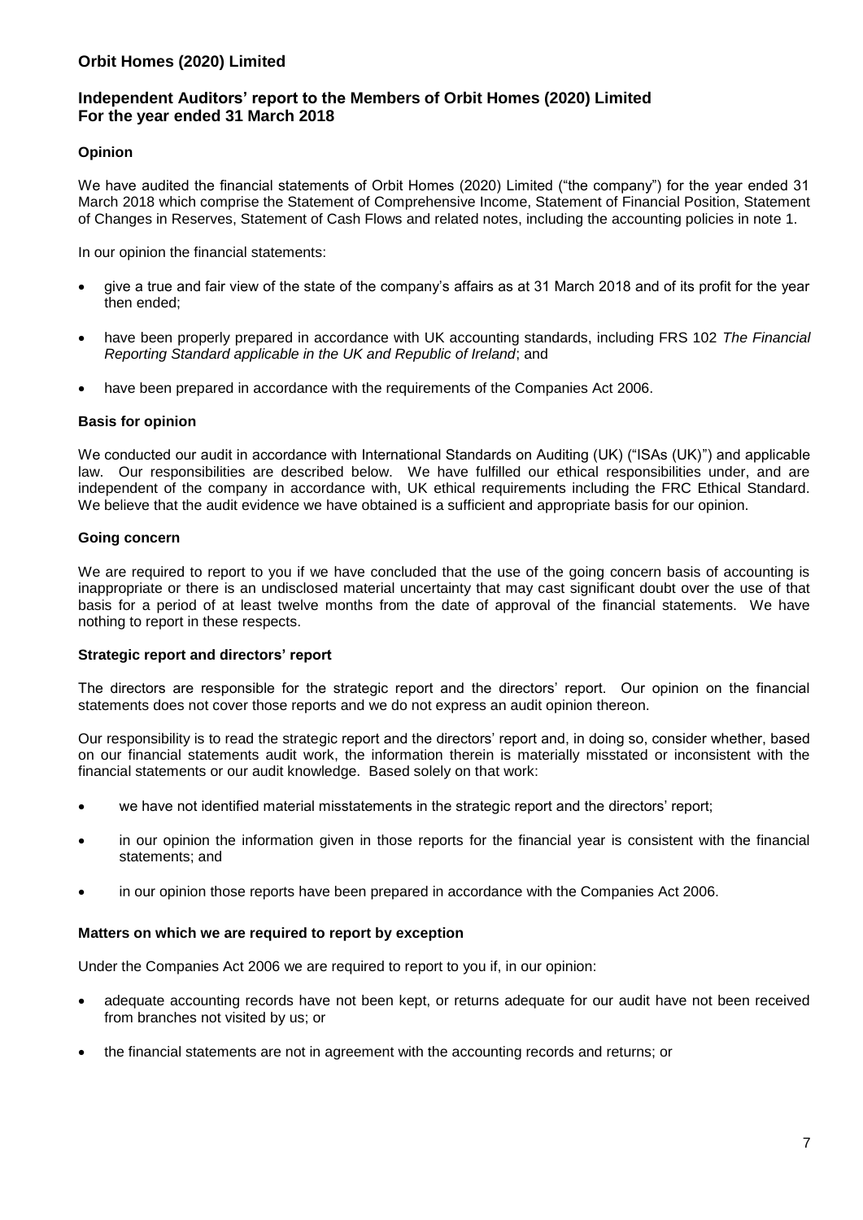# Orbit Homes (2020) Limited

## Independent Auditors' report to the Members of Orbit Homes (2020) Limited
## For the year ended 31 March 2018

### Opinion

We have audited the financial statements of Orbit Homes (2020) Limited ("the company") for the year ended 31 March 2018 which comprise the Statement of Comprehensive Income, Statement of Financial Position, Statement of Changes in Reserves, Statement of Cash Flows and related notes, including the accounting policies in note 1.

In our opinion the financial statements:

- give a true and fair view of the state of the company's affairs as at 31 March 2018 and of its profit for the year then ended;
- have been properly prepared in accordance with UK accounting standards, including FRS 102 *The Financial Reporting Standard applicable in the UK and Republic of Ireland*; and
- have been prepared in accordance with the requirements of the Companies Act 2006.

### Basis for opinion

We conducted our audit in accordance with International Standards on Auditing (UK) ("ISAs (UK)") and applicable law. Our responsibilities are described below. We have fulfilled our ethical responsibilities under, and are independent of the company in accordance with, UK ethical requirements including the FRC Ethical Standard. We believe that the audit evidence we have obtained is a sufficient and appropriate basis for our opinion.

### Going concern

We are required to report to you if we have concluded that the use of the going concern basis of accounting is inappropriate or there is an undisclosed material uncertainty that may cast significant doubt over the use of that basis for a period of at least twelve months from the date of approval of the financial statements. We have nothing to report in these respects.

### Strategic report and directors' report

The directors are responsible for the strategic report and the directors' report. Our opinion on the financial statements does not cover those reports and we do not express an audit opinion thereon.

Our responsibility is to read the strategic report and the directors' report and, in doing so, consider whether, based on our financial statements audit work, the information therein is materially misstated or inconsistent with the financial statements or our audit knowledge. Based solely on that work:

- we have not identified material misstatements in the strategic report and the directors' report;
- in our opinion the information given in those reports for the financial year is consistent with the financial statements; and
- in our opinion those reports have been prepared in accordance with the Companies Act 2006.

### Matters on which we are required to report by exception

Under the Companies Act 2006 we are required to report to you if, in our opinion:

- adequate accounting records have not been kept, or returns adequate for our audit have not been received from branches not visited by us; or
- the financial statements are not in agreement with the accounting records and returns; or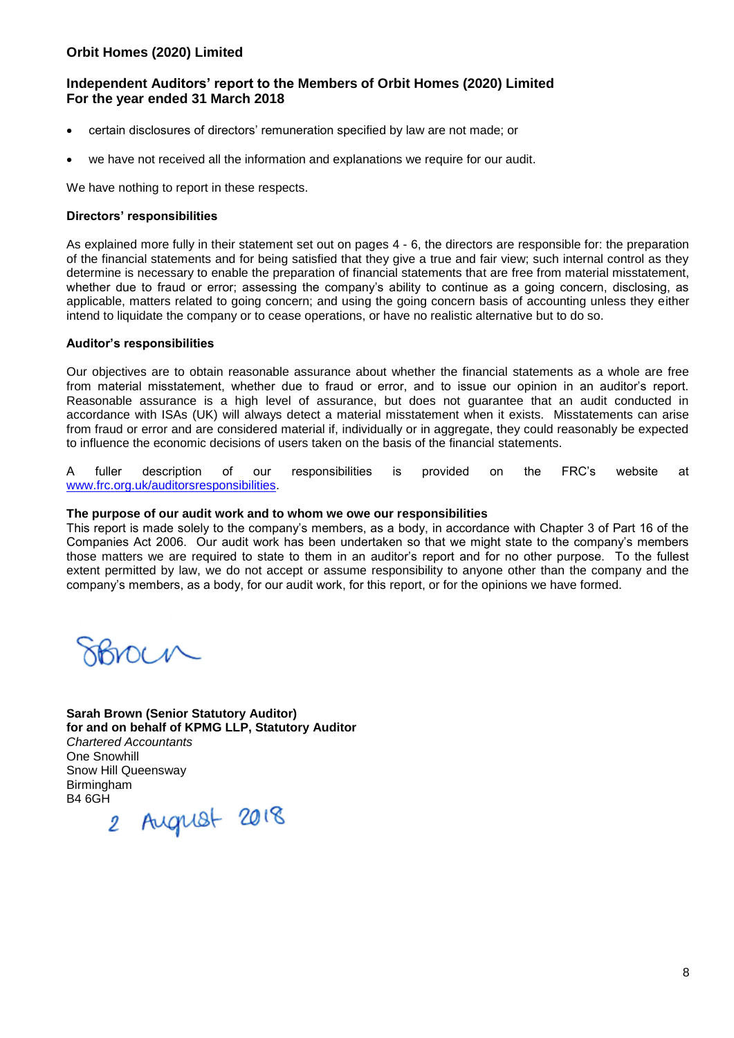- certain disclosures of directors' remuneration specified by law are not made; or
- we have not received all the information and explanations we require for our audit.

We have nothing to report in these respects.

**Directors' responsibilities**

As explained more fully in their statement set out on pages 4 - 6, the directors are responsible for: the preparation of the financial statements and for being satisfied that they give a true and fair view; such internal control as they determine is necessary to enable the preparation of financial statements that are free from material misstatement, whether due to fraud or error; assessing the company's ability to continue as a going concern, disclosing, as applicable, matters related to going concern; and using the going concern basis of accounting unless they either intend to liquidate the company or to cease operations, or have no realistic alternative but to do so.

**Auditor's responsibilities**

Our objectives are to obtain reasonable assurance about whether the financial statements as a whole are free from material misstatement, whether due to fraud or error, and to issue our opinion in an auditor's report. Reasonable assurance is a high level of assurance, but does not guarantee that an audit conducted in accordance with ISAs (UK) will always detect a material misstatement when it exists. Misstatements can arise from fraud or error and are considered material if, individually or in aggregate, they could reasonably be expected to influence the economic decisions of users taken on the basis of the financial statements.

A fuller description of our responsibilities is provided on the FRC's website at www.frc.org.uk/auditorsresponsibilities.

**The purpose of our audit work and to whom we owe our responsibilities**

This report is made solely to the company's members, as a body, in accordance with Chapter 3 of Part 16 of the Companies Act 2006. Our audit work has been undertaken so that we might state to the company's members those matters we are required to state to them in an auditor's report and for no other purpose. To the fullest extent permitted by law, we do not accept or assume responsibility to anyone other than the company and the company's members, as a body, for our audit work, for this report, or for the opinions we have formed.

SBrown

**Sarah Brown (Senior Statutory Auditor)**
**for and on behalf of KPMG LLP, Statutory Auditor**
*Chartered Accountants*
One Snowhill
Snow Hill Queensway
Birmingham
B4 6GH
2 August 2018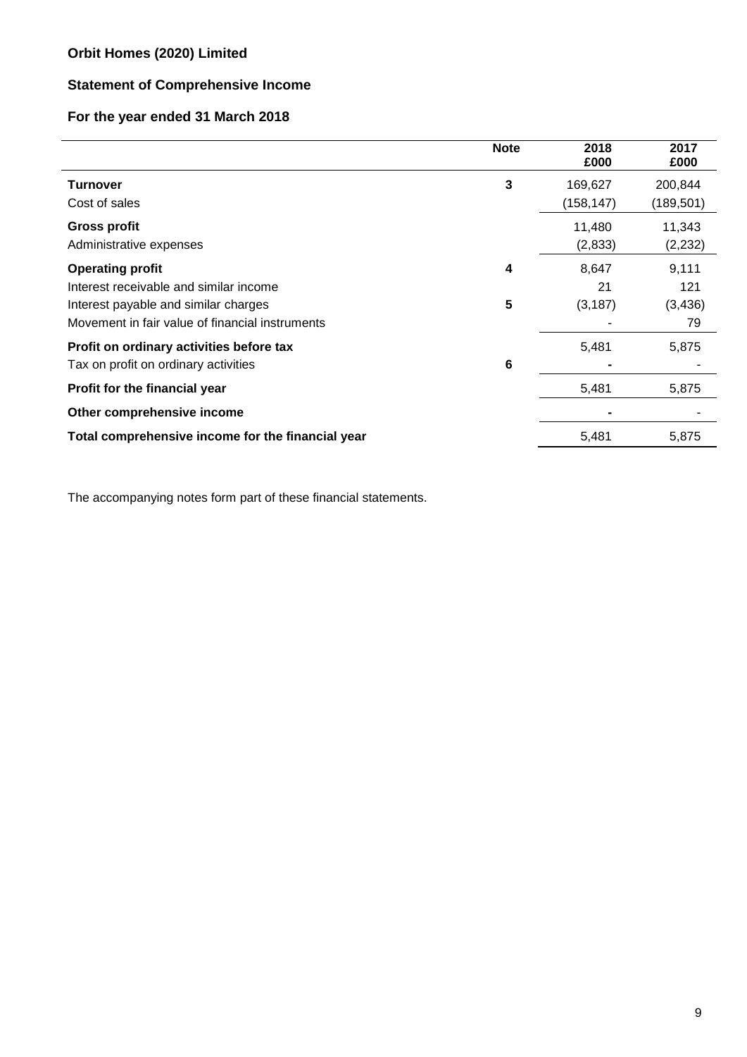**Orbit Homes (2020) Limited**

**Statement of Comprehensive Income**

**For the year ended 31 March 2018**

| | Note | 2018<br>£000 | 2017<br>£000 |
|---|---|---|---|
| **Turnover** | 3 | 169,627 | 200,844 |
| Cost of sales | | (158,147) | (189,501) |
| **Gross profit** | | 11,480 | 11,343 |
| Administrative expenses | | (2,833) | (2,232) |
| **Operating profit** | 4 | 8,647 | 9,111 |
| Interest receivable and similar income | | 21 | 121 |
| Interest payable and similar charges | 5 | (3,187) | (3,436) |
| Movement in fair value of financial instruments | | - | 79 |
| **Profit on ordinary activities before tax** | | 5,481 | 5,875 |
| Tax on profit on ordinary activities | 6 | - | - |
| **Profit for the financial year** | | 5,481 | 5,875 |
| **Other comprehensive income** | | - | - |
| **Total comprehensive income for the financial year** | | 5,481 | 5,875 |

The accompanying notes form part of these financial statements.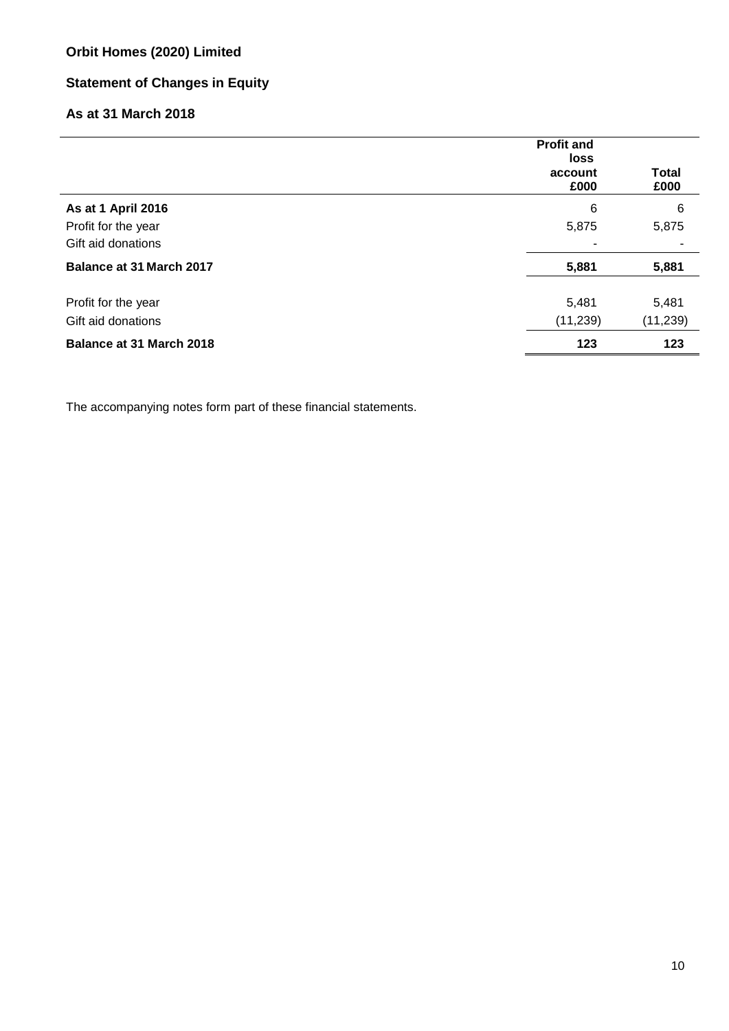**Orbit Homes (2020) Limited**

**Statement of Changes in Equity**

**As at 31 March 2018**

| | Profit and loss account £000 | Total £000 |
|---|---|---|
| **As at 1 April 2016** | 6 | 6 |
| Profit for the year | 5,875 | 5,875 |
| Gift aid donations | - | - |
| **Balance at 31 March 2017** | **5,881** | **5,881** |
| Profit for the year | 5,481 | 5,481 |
| Gift aid donations | (11,239) | (11,239) |
| **Balance at 31 March 2018** | **123** | **123** |

The accompanying notes form part of these financial statements.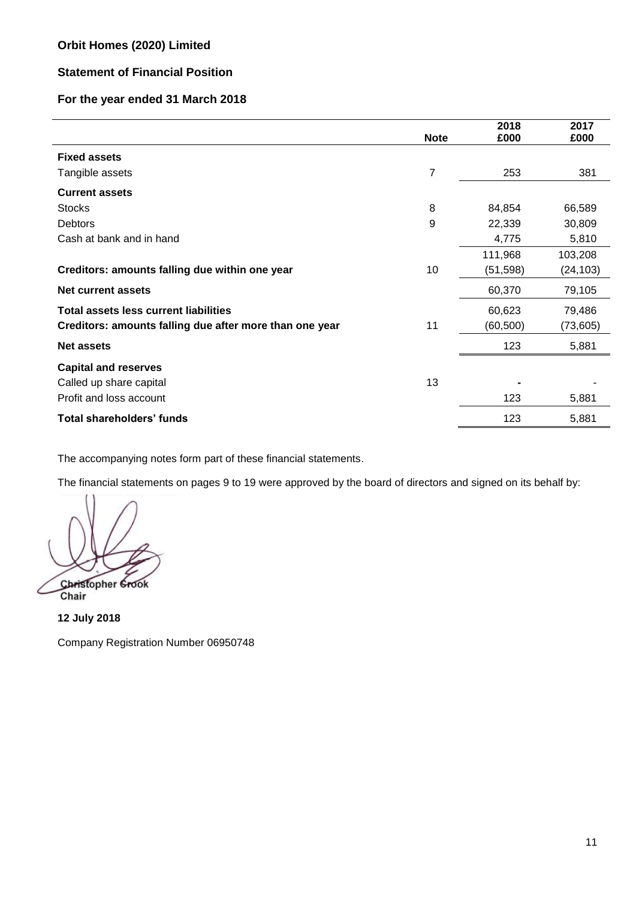**Orbit Homes (2020) Limited**

**Statement of Financial Position**

**For the year ended 31 March 2018**

| | Note | 2018 £000 | 2017 £000 |
|---|---|---|---|
| **Fixed assets** | | | |
| Tangible assets | 7 | 253 | 381 |
| **Current assets** | | | |
| Stocks | 8 | 84,854 | 66,589 |
| Debtors | 9 | 22,339 | 30,809 |
| Cash at bank and in hand | | 4,775 | 5,810 |
| | | 111,968 | 103,208 |
| **Creditors: amounts falling due within one year** | 10 | (51,598) | (24,103) |
| **Net current assets** | | 60,370 | 79,105 |
| **Total assets less current liabilities** | | 60,623 | 79,486 |
| **Creditors: amounts falling due after more than one year** | 11 | (60,500) | (73,605) |
| **Net assets** | | 123 | 5,881 |
| **Capital and reserves** | | | |
| Called up share capital | 13 | - | - |
| Profit and loss account | | 123 | 5,881 |
| **Total shareholders' funds** | | 123 | 5,881 |

The accompanying notes form part of these financial statements.

The financial statements on pages 9 to 19 were approved by the board of directors and signed on its behalf by:

Christopher Crook
Chair

**12 July 2018**

Company Registration Number 06950748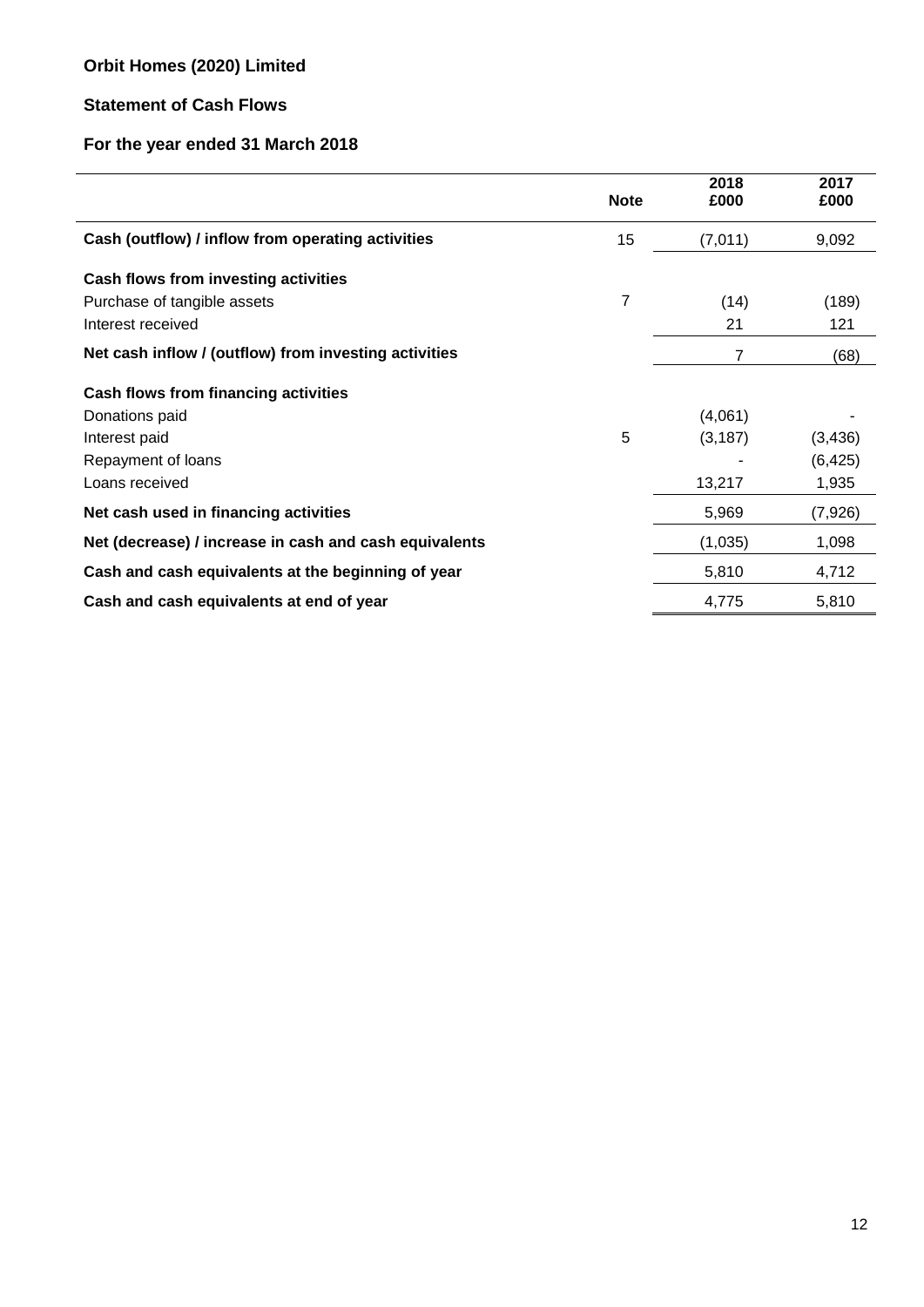# Orbit Homes (2020) Limited

## Statement of Cash Flows

## For the year ended 31 March 2018

| | Note | 2018 £000 | 2017 £000 |
|---|---|---|---|
| **Cash (outflow) / inflow from operating activities** | 15 | (7,011) | 9,092 |
| **Cash flows from investing activities** | | | |
| Purchase of tangible assets | 7 | (14) | (189) |
| Interest received | | 21 | 121 |
| **Net cash inflow / (outflow) from investing activities** | | 7 | (68) |
| **Cash flows from financing activities** | | | |
| Donations paid | | (4,061) | - |
| Interest paid | 5 | (3,187) | (3,436) |
| Repayment of loans | | - | (6,425) |
| Loans received | | 13,217 | 1,935 |
| **Net cash used in financing activities** | | 5,969 | (7,926) |
| **Net (decrease) / increase in cash and cash equivalents** | | (1,035) | 1,098 |
| **Cash and cash equivalents at the beginning of year** | | 5,810 | 4,712 |
| **Cash and cash equivalents at end of year** | | 4,775 | 5,810 |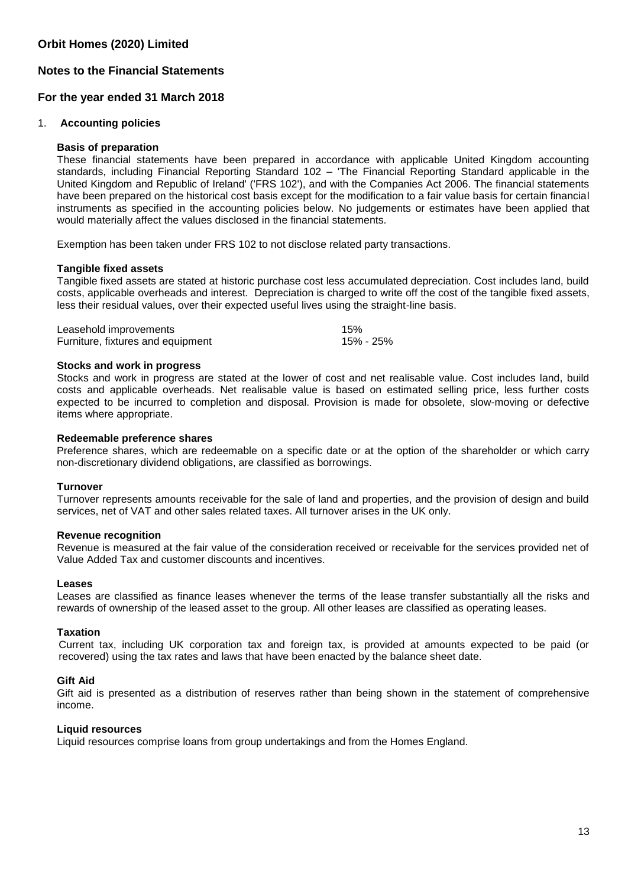# Orbit Homes (2020) Limited

## Notes to the Financial Statements

## For the year ended 31 March 2018

### 1. Accounting policies

**Basis of preparation**

These financial statements have been prepared in accordance with applicable United Kingdom accounting standards, including Financial Reporting Standard 102 – 'The Financial Reporting Standard applicable in the United Kingdom and Republic of Ireland' ('FRS 102'), and with the Companies Act 2006. The financial statements have been prepared on the historical cost basis except for the modification to a fair value basis for certain financial instruments as specified in the accounting policies below. No judgements or estimates have been applied that would materially affect the values disclosed in the financial statements.

Exemption has been taken under FRS 102 to not disclose related party transactions.

**Tangible fixed assets**

Tangible fixed assets are stated at historic purchase cost less accumulated depreciation. Cost includes land, build costs, applicable overheads and interest. Depreciation is charged to write off the cost of the tangible fixed assets, less their residual values, over their expected useful lives using the straight-line basis.

| | |
|---|---|
| Leasehold improvements | 15% |
| Furniture, fixtures and equipment | 15% - 25% |

**Stocks and work in progress**

Stocks and work in progress are stated at the lower of cost and net realisable value. Cost includes land, build costs and applicable overheads. Net realisable value is based on estimated selling price, less further costs expected to be incurred to completion and disposal. Provision is made for obsolete, slow-moving or defective items where appropriate.

**Redeemable preference shares**

Preference shares, which are redeemable on a specific date or at the option of the shareholder or which carry non-discretionary dividend obligations, are classified as borrowings.

**Turnover**

Turnover represents amounts receivable for the sale of land and properties, and the provision of design and build services, net of VAT and other sales related taxes. All turnover arises in the UK only.

**Revenue recognition**

Revenue is measured at the fair value of the consideration received or receivable for the services provided net of Value Added Tax and customer discounts and incentives.

**Leases**

Leases are classified as finance leases whenever the terms of the lease transfer substantially all the risks and rewards of ownership of the leased asset to the group. All other leases are classified as operating leases.

**Taxation**

Current tax, including UK corporation tax and foreign tax, is provided at amounts expected to be paid (or recovered) using the tax rates and laws that have been enacted by the balance sheet date.

**Gift Aid**

Gift aid is presented as a distribution of reserves rather than being shown in the statement of comprehensive income.

**Liquid resources**

Liquid resources comprise loans from group undertakings and from the Homes England.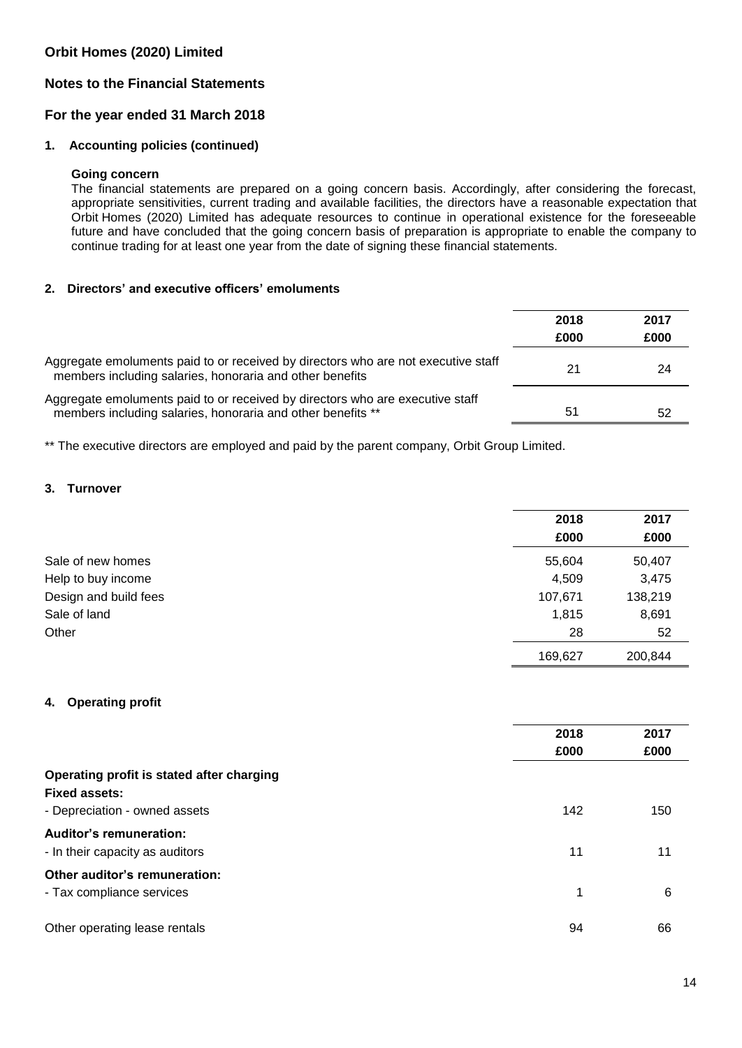# Orbit Homes (2020) Limited

## Notes to the Financial Statements

## For the year ended 31 March 2018

### 1. Accounting policies (continued)

**Going concern**

The financial statements are prepared on a going concern basis. Accordingly, after considering the forecast, appropriate sensitivities, current trading and available facilities, the directors have a reasonable expectation that Orbit Homes (2020) Limited has adequate resources to continue in operational existence for the foreseeable future and have concluded that the going concern basis of preparation is appropriate to enable the company to continue trading for at least one year from the date of signing these financial statements.

### 2. Directors' and executive officers' emoluments

| | 2018<br>£000 | 2017<br>£000 |
|---|---|---|
| Aggregate emoluments paid to or received by directors who are not executive staff members including salaries, honoraria and other benefits | 21 | 24 |
| Aggregate emoluments paid to or received by directors who are executive staff members including salaries, honoraria and other benefits ** | 51 | 52 |

** The executive directors are employed and paid by the parent company, Orbit Group Limited.

### 3. Turnover

| | 2018<br>£000 | 2017<br>£000 |
|---|---|---|
| Sale of new homes | 55,604 | 50,407 |
| Help to buy income | 4,509 | 3,475 |
| Design and build fees | 107,671 | 138,219 |
| Sale of land | 1,815 | 8,691 |
| Other | 28 | 52 |
| | 169,627 | 200,844 |

### 4. Operating profit

| | 2018<br>£000 | 2017<br>£000 |
|---|---|---|
| **Operating profit is stated after charging** | | |
| **Fixed assets:** | | |
| - Depreciation - owned assets | 142 | 150 |
| **Auditor's remuneration:** | | |
| - In their capacity as auditors | 11 | 11 |
| **Other auditor's remuneration:** | | |
| - Tax compliance services | 1 | 6 |
| Other operating lease rentals | 94 | 66 |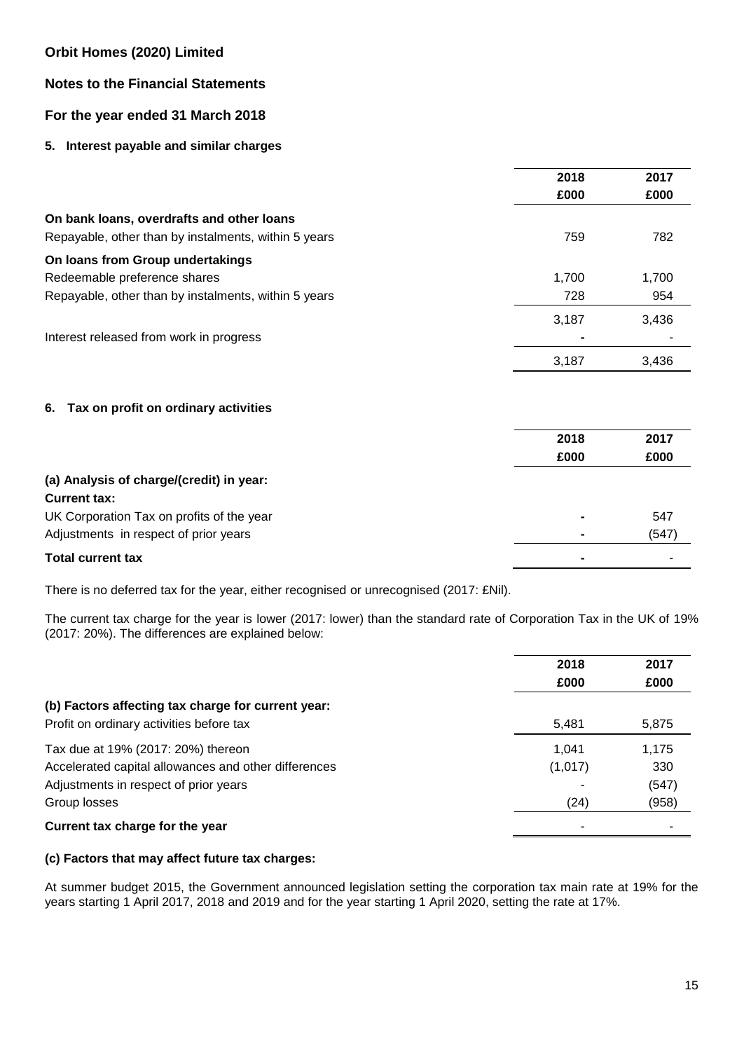**Orbit Homes (2020) Limited**

**Notes to the Financial Statements**

**For the year ended 31 March 2018**

## 5. Interest payable and similar charges

| | 2018 £000 | 2017 £000 |
|---|---|---|
| **On bank loans, overdrafts and other loans** | | |
| Repayable, other than by instalments, within 5 years | 759 | 782 |
| **On loans from Group undertakings** | | |
| Redeemable preference shares | 1,700 | 1,700 |
| Repayable, other than by instalments, within 5 years | 728 | 954 |
| | 3,187 | 3,436 |
| Interest released from work in progress | - | - |
| | 3,187 | 3,436 |

## 6. Tax on profit on ordinary activities

| | 2018 £000 | 2017 £000 |
|---|---|---|
| **(a) Analysis of charge/(credit) in year:** | | |
| **Current tax:** | | |
| UK Corporation Tax on profits of the year | - | 547 |
| Adjustments in respect of prior years | - | (547) |
| **Total current tax** | - | - |

There is no deferred tax for the year, either recognised or unrecognised (2017: £Nil).

The current tax charge for the year is lower (2017: lower) than the standard rate of Corporation Tax in the UK of 19% (2017: 20%). The differences are explained below:

| | 2018 £000 | 2017 £000 |
|---|---|---|
| **(b) Factors affecting tax charge for current year:** | | |
| Profit on ordinary activities before tax | 5,481 | 5,875 |
| Tax due at 19% (2017: 20%) thereon | 1,041 | 1,175 |
| Accelerated capital allowances and other differences | (1,017) | 330 |
| Adjustments in respect of prior years | - | (547) |
| Group losses | (24) | (958) |
| **Current tax charge for the year** | - | - |

**(c) Factors that may affect future tax charges:**

At summer budget 2015, the Government announced legislation setting the corporation tax main rate at 19% for the years starting 1 April 2017, 2018 and 2019 and for the year starting 1 April 2020, setting the rate at 17%.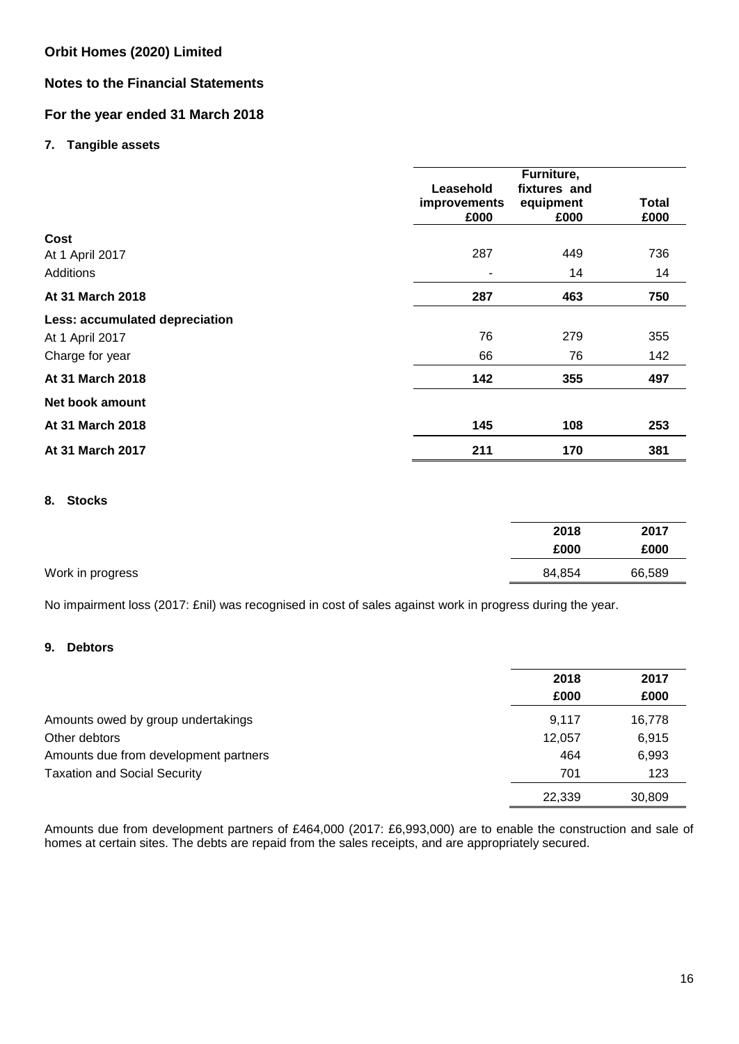**Orbit Homes (2020) Limited**

**Notes to the Financial Statements**

**For the year ended 31 March 2018**

## 7. Tangible assets

| | Leasehold improvements £000 | Furniture, fixtures and equipment £000 | Total £000 |
|---|---|---|---|
| **Cost** | | | |
| At 1 April 2017 | 287 | 449 | 736 |
| Additions | - | 14 | 14 |
| **At 31 March 2018** | **287** | **463** | **750** |
| **Less: accumulated depreciation** | | | |
| At 1 April 2017 | 76 | 279 | 355 |
| Charge for year | 66 | 76 | 142 |
| **At 31 March 2018** | **142** | **355** | **497** |
| **Net book amount** | | | |
| **At 31 March 2018** | **145** | **108** | **253** |
| **At 31 March 2017** | **211** | **170** | **381** |

## 8. Stocks

| | 2018 £000 | 2017 £000 |
|---|---|---|
| Work in progress | 84,854 | 66,589 |

No impairment loss (2017: £nil) was recognised in cost of sales against work in progress during the year.

## 9. Debtors

| | 2018 £000 | 2017 £000 |
|---|---|---|
| Amounts owed by group undertakings | 9,117 | 16,778 |
| Other debtors | 12,057 | 6,915 |
| Amounts due from development partners | 464 | 6,993 |
| Taxation and Social Security | 701 | 123 |
| | 22,339 | 30,809 |

Amounts due from development partners of £464,000 (2017: £6,993,000) are to enable the construction and sale of homes at certain sites. The debts are repaid from the sales receipts, and are appropriately secured.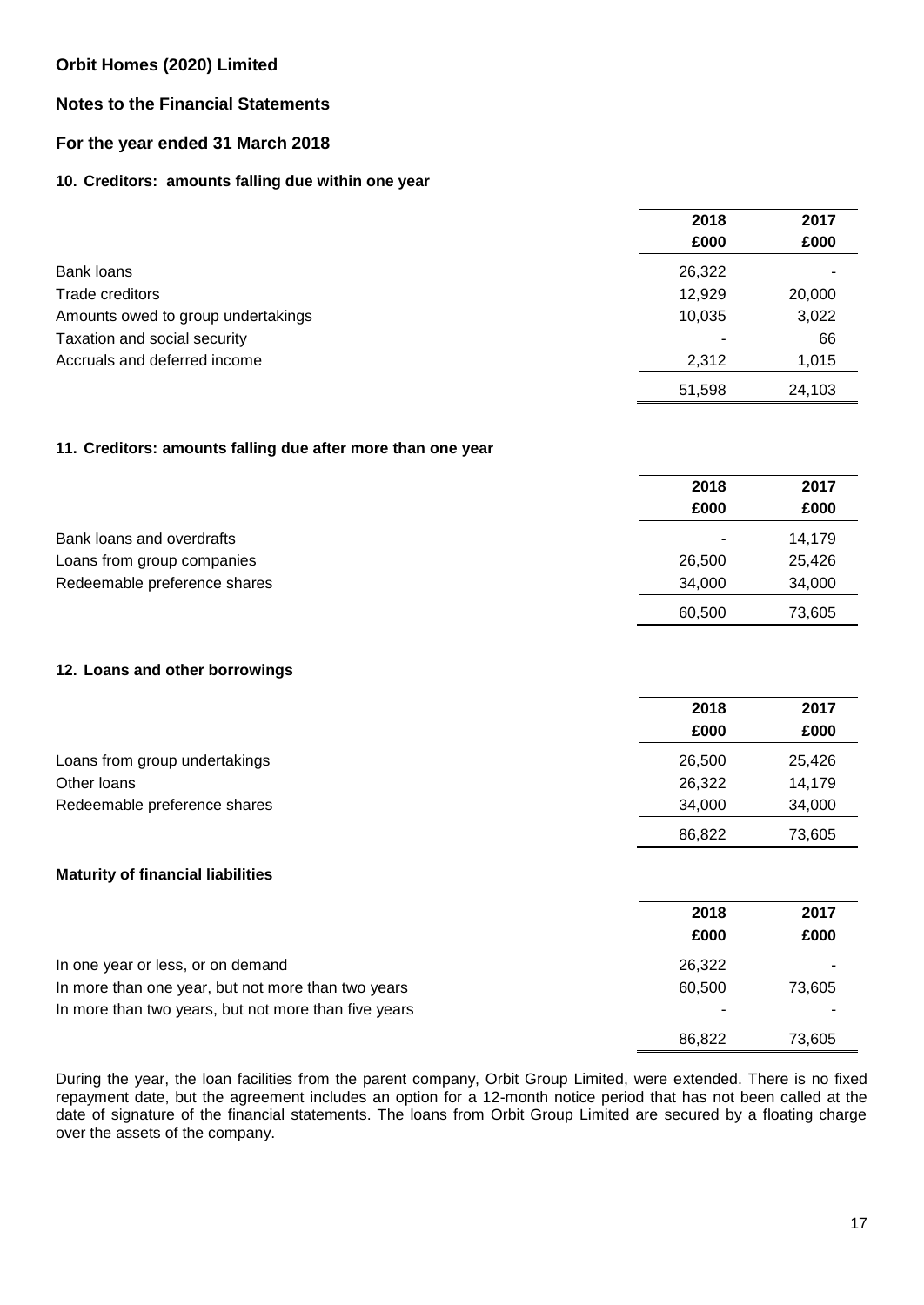**Orbit Homes (2020) Limited**

**Notes to the Financial Statements**

**For the year ended 31 March 2018**

### 10. Creditors: amounts falling due within one year

| | 2018 | 2017 |
|---|---|---|
| | £000 | £000 |
| Bank loans | 26,322 | - |
| Trade creditors | 12,929 | 20,000 |
| Amounts owed to group undertakings | 10,035 | 3,022 |
| Taxation and social security | - | 66 |
| Accruals and deferred income | 2,312 | 1,015 |
| | 51,598 | 24,103 |

### 11. Creditors: amounts falling due after more than one year

| | 2018 | 2017 |
|---|---|---|
| | £000 | £000 |
| Bank loans and overdrafts | - | 14,179 |
| Loans from group companies | 26,500 | 25,426 |
| Redeemable preference shares | 34,000 | 34,000 |
| | 60,500 | 73,605 |

### 12. Loans and other borrowings

| | 2018 | 2017 |
|---|---|---|
| | £000 | £000 |
| Loans from group undertakings | 26,500 | 25,426 |
| Other loans | 26,322 | 14,179 |
| Redeemable preference shares | 34,000 | 34,000 |
| | 86,822 | 73,605 |

**Maturity of financial liabilities**

| | 2018 | 2017 |
|---|---|---|
| | £000 | £000 |
| In one year or less, or on demand | 26,322 | - |
| In more than one year, but not more than two years | 60,500 | 73,605 |
| In more than two years, but not more than five years | - | - |
| | 86,822 | 73,605 |

During the year, the loan facilities from the parent company, Orbit Group Limited, were extended. There is no fixed repayment date, but the agreement includes an option for a 12-month notice period that has not been called at the date of signature of the financial statements. The loans from Orbit Group Limited are secured by a floating charge over the assets of the company.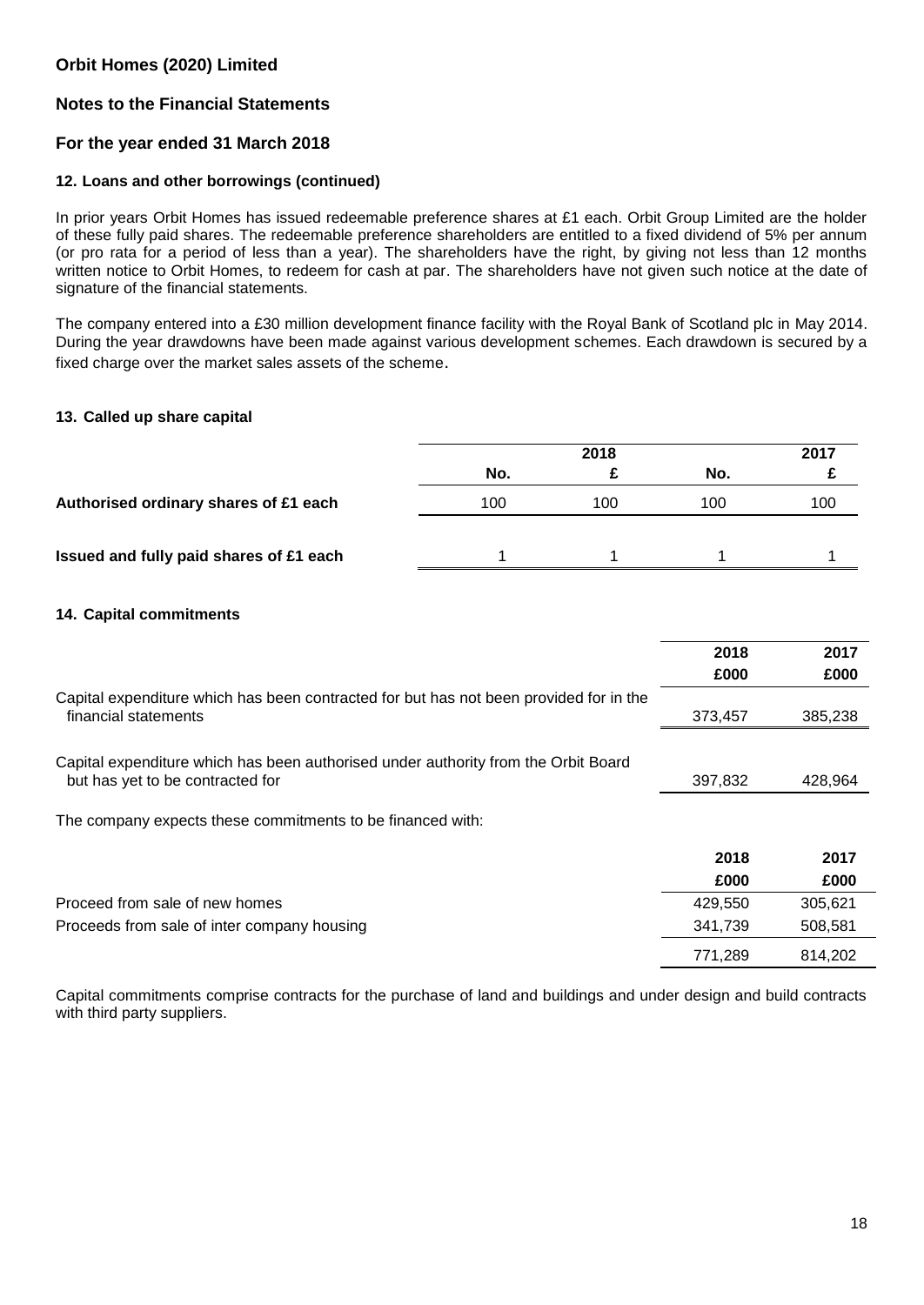**Orbit Homes (2020) Limited**

**Notes to the Financial Statements**

**For the year ended 31 March 2018**

#### 12. Loans and other borrowings (continued)

In prior years Orbit Homes has issued redeemable preference shares at £1 each. Orbit Group Limited are the holder of these fully paid shares. The redeemable preference shareholders are entitled to a fixed dividend of 5% per annum (or pro rata for a period of less than a year). The shareholders have the right, by giving not less than 12 months written notice to Orbit Homes, to redeem for cash at par. The shareholders have not given such notice at the date of signature of the financial statements.

The company entered into a £30 million development finance facility with the Royal Bank of Scotland plc in May 2014. During the year drawdowns have been made against various development schemes. Each drawdown is secured by a fixed charge over the market sales assets of the scheme.

#### 13. Called up share capital

| | 2018 | | 2017 | |
|---|---|---|---|---|
| | No. | £ | No. | £ |
| **Authorised ordinary shares of £1 each** | 100 | 100 | 100 | 100 |
| **Issued and fully paid shares of £1 each** | 1 | 1 | 1 | 1 |

#### 14. Capital commitments

| | 2018 | 2017 |
|---|---|---|
| | £000 | £000 |
| Capital expenditure which has been contracted for but has not been provided for in the financial statements | 373,457 | 385,238 |
| Capital expenditure which has been authorised under authority from the Orbit Board but has yet to be contracted for | 397,832 | 428,964 |

The company expects these commitments to be financed with:

| | 2018 | 2017 |
|---|---|---|
| | £000 | £000 |
| Proceed from sale of new homes | 429,550 | 305,621 |
| Proceeds from sale of inter company housing | 341,739 | 508,581 |
| | 771,289 | 814,202 |

Capital commitments comprise contracts for the purchase of land and buildings and under design and build contracts with third party suppliers.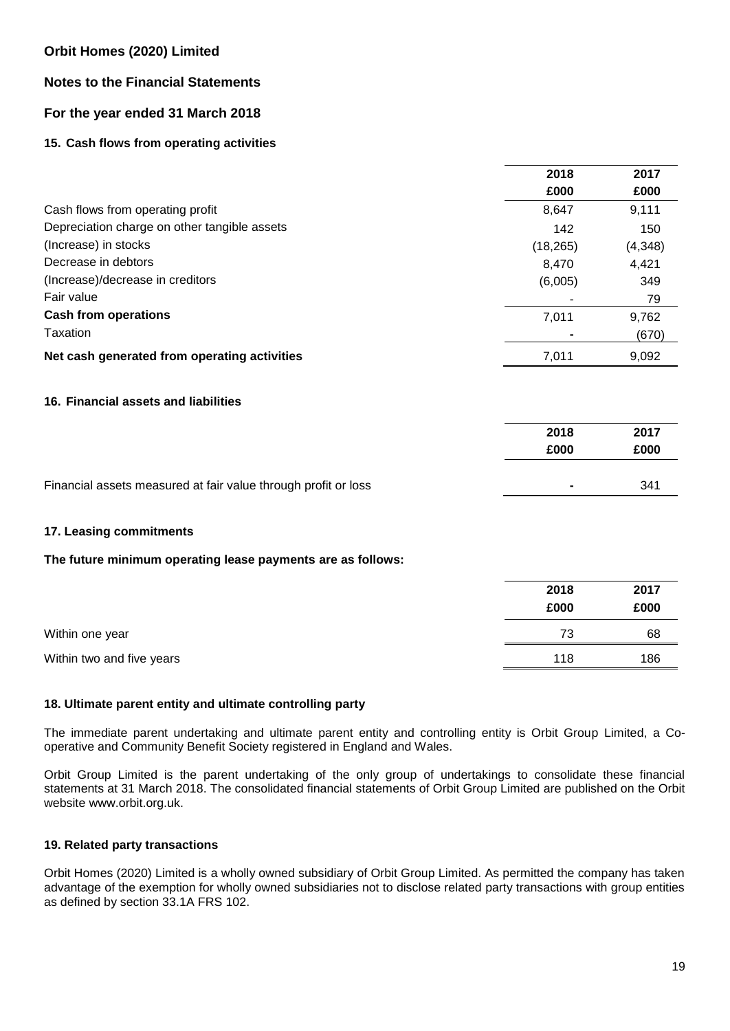# Orbit Homes (2020) Limited

## Notes to the Financial Statements

## For the year ended 31 March 2018

### 15. Cash flows from operating activities

| | 2018 | 2017 |
|---|---|---|
| | £000 | £000 |
| Cash flows from operating profit | 8,647 | 9,111 |
| Depreciation charge on other tangible assets | 142 | 150 |
| (Increase) in stocks | (18,265) | (4,348) |
| Decrease in debtors | 8,470 | 4,421 |
| (Increase)/decrease in creditors | (6,005) | 349 |
| Fair value | - | 79 |
| **Cash from operations** | 7,011 | 9,762 |
| Taxation | - | (670) |
| **Net cash generated from operating activities** | 7,011 | 9,092 |

### 16. Financial assets and liabilities

| | 2018 | 2017 |
|---|---|---|
| | £000 | £000 |
| Financial assets measured at fair value through profit or loss | - | 341 |

### 17. Leasing commitments

**The future minimum operating lease payments are as follows:**

| | 2018 | 2017 |
|---|---|---|
| | £000 | £000 |
| Within one year | 73 | 68 |
| Within two and five years | 118 | 186 |

### 18. Ultimate parent entity and ultimate controlling party

The immediate parent undertaking and ultimate parent entity and controlling entity is Orbit Group Limited, a Co-operative and Community Benefit Society registered in England and Wales.

Orbit Group Limited is the parent undertaking of the only group of undertakings to consolidate these financial statements at 31 March 2018. The consolidated financial statements of Orbit Group Limited are published on the Orbit website www.orbit.org.uk.

### 19. Related party transactions

Orbit Homes (2020) Limited is a wholly owned subsidiary of Orbit Group Limited. As permitted the company has taken advantage of the exemption for wholly owned subsidiaries not to disclose related party transactions with group entities as defined by section 33.1A FRS 102.